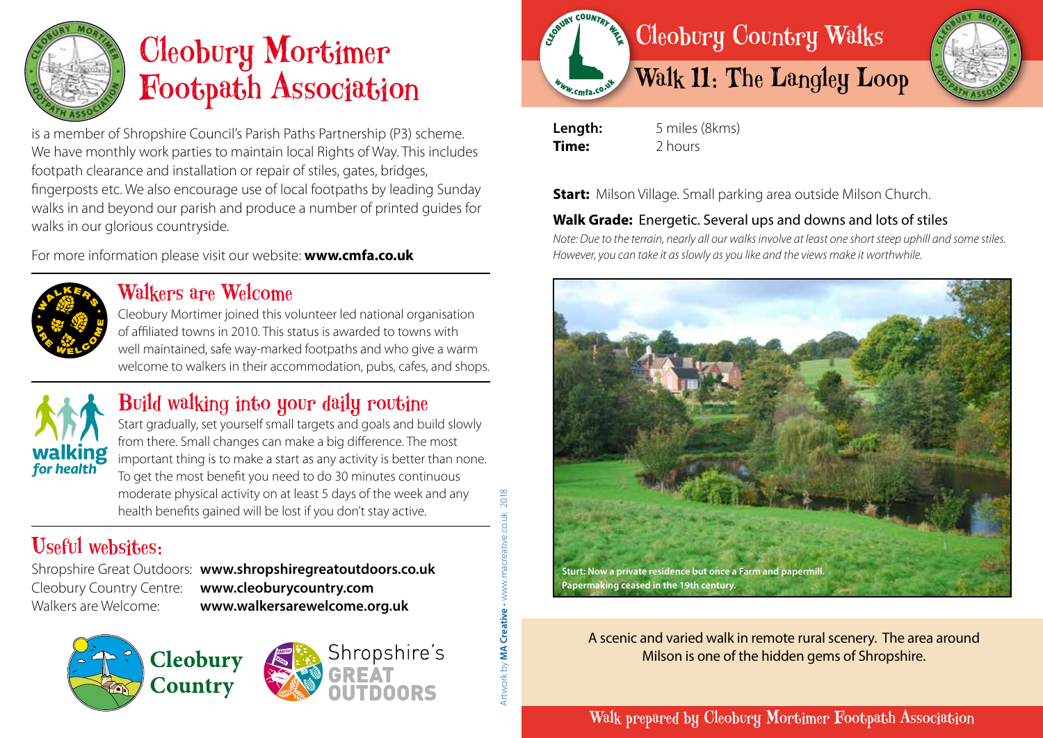# Cleobury Mortimer Footpath Association

is a member of Shropshire Council's Parish Paths Partnership (P3) scheme. We have monthly work parties to maintain local Rights of Way. This includes footpath clearance and installation or repair of stiles, gates, bridges, fingerposts etc. We also encourage use of local footpaths by leading Sunday walks in and beyond our parish and produce a number of printed guides for walks in our glorious countryside.

For more information please visit our website: **www.cmfa.co.uk**

## Walkers are Welcome

Cleobury Mortimer joined this volunteer led national organisation of affiliated towns in 2010. This status is awarded to towns with well maintained, safe way-marked footpaths and who give a warm welcome to walkers in their accommodation, pubs, cafes, and shops.

## Build walking into your daily routine

Start gradually, set yourself small targets and goals and build slowly from there. Small changes can make a big difference. The most important thing is to make a start as any activity is better than none. To get the most benefit you need to do 30 minutes continuous moderate physical activity on at least 5 days of the week and any health benefits gained will be lost if you don't stay active.

## Useful websites:

Shropshire Great Outdoors: **www.shropshiregreatoutdoors.co.uk**
Cleobury Country Centre: **www.cleoburycountry.com**
Walkers are Welcome: **www.walkersarewelcome.org.uk**

Artwork by **MA Creative** • www.macreative.co.uk 2018

# Cleobury Country Walks

## Walk 11: The Langley Loop

**Length:** 5 miles (8kms)
**Time:** 2 hours

**Start:** Milson Village. Small parking area outside Milson Church.

**Walk Grade:** Energetic. Several ups and downs and lots of stiles

*Note: Due to the terrain, nearly all our walks involve at least one short steep uphill and some stiles. However, you can take it as slowly as you like and the views make it worthwhile.*

**Sturt: Now a private residence but once a Farm and papermill. Papermaking ceased in the 19th century.**

A scenic and varied walk in remote rural scenery. The area around Milson is one of the hidden gems of Shropshire.

Walk prepared by Cleobury Mortimer Footpath Association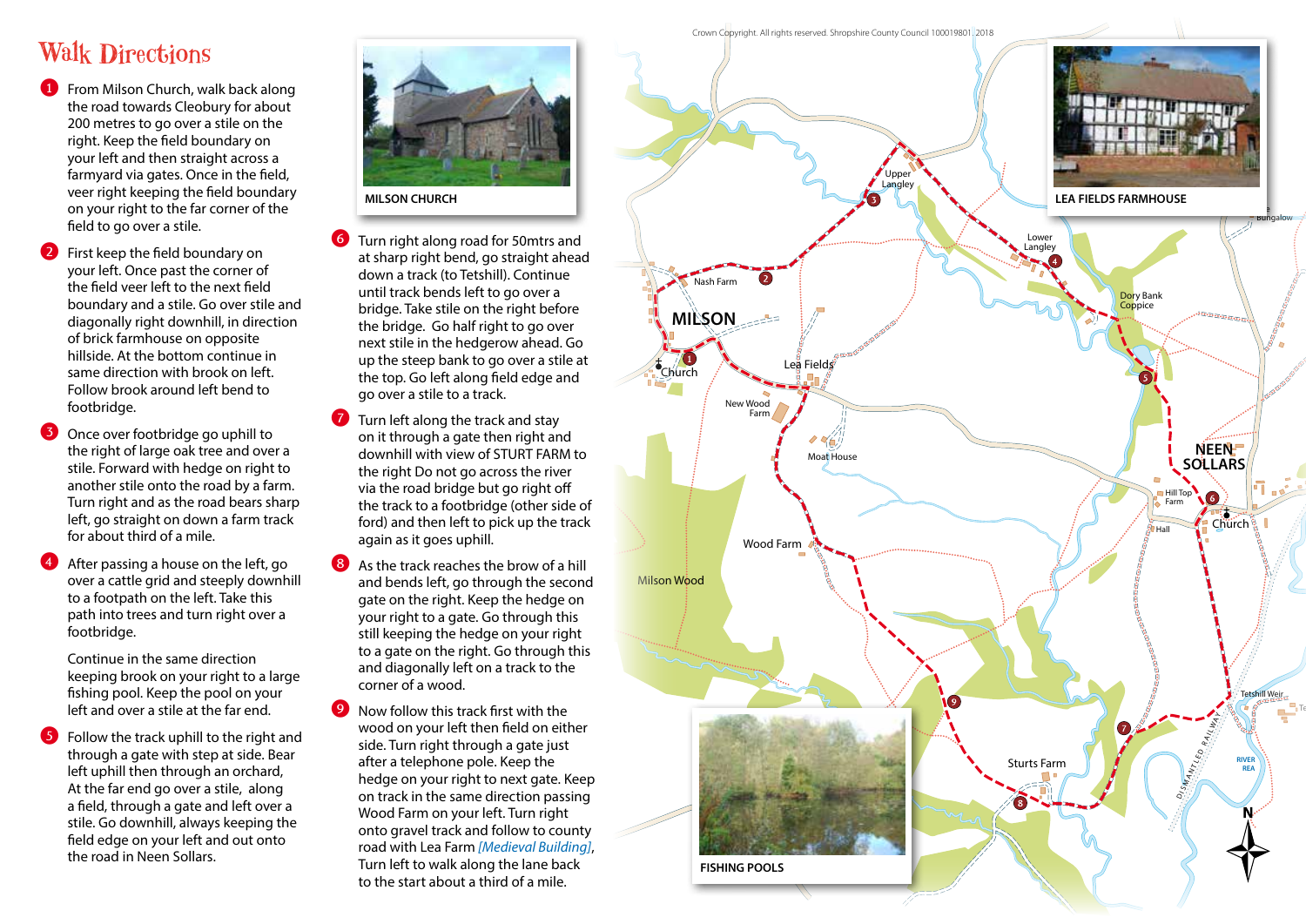# Walk Directions

1. From Milson Church, walk back along the road towards Cleobury for about 200 metres to go over a stile on the right. Keep the field boundary on your left and then straight across a farmyard via gates. Once in the field, veer right keeping the field boundary on your right to the far corner of the field to go over a stile.

2. First keep the field boundary on your left. Once past the corner of the field veer left to the next field boundary and a stile. Go over stile and diagonally right downhill, in direction of brick farmhouse on opposite hillside. At the bottom continue in same direction with brook on left. Follow brook around left bend to footbridge.

3. Once over footbridge go uphill to the right of large oak tree and over a stile. Forward with hedge on right to another stile onto the road by a farm. Turn right and as the road bears sharp left, go straight on down a farm track for about third of a mile.

4. After passing a house on the left, go over a cattle grid and steeply downhill to a footpath on the left. Take this path into trees and turn right over a footbridge.

   Continue in the same direction keeping brook on your right to a large fishing pool. Keep the pool on your left and over a stile at the far end.

5. Follow the track uphill to the right and through a gate with step at side. Bear left uphill then through an orchard, At the far end go over a stile, along a field, through a gate and left over a stile. Go downhill, always keeping the field edge on your left and out onto the road in Neen Sollars.

MILSON CHURCH

6. Turn right along road for 50mtrs and at sharp right bend, go straight ahead down a track (to Tetshill). Continue until track bends left to go over a bridge. Take stile on the right before the bridge. Go half right to go over next stile in the hedgerow ahead. Go up the steep bank to go over a stile at the top. Go left along field edge and go over a stile to a track.

7. Turn left along the track and stay on it through a gate then right and downhill with view of STURT FARM to the right Do not go across the river via the road bridge but go right off the track to a footbridge (other side of ford) and then left to pick up the track again as it goes uphill.

8. As the track reaches the brow of a hill and bends left, go through the second gate on the right. Keep the hedge on your right to a gate. Go through this still keeping the hedge on your right to a gate on the right. Go through this and diagonally left on a track to the corner of a wood.

9. Now follow this track first with the wood on your left then field on either side. Turn right through a gate just after a telephone pole. Keep the hedge on your right to next gate. Keep on track in the same direction passing Wood Farm on your left. Turn right onto gravel track and follow to county road with Lea Farm *[Medieval Building]*, Turn left to walk along the lane back to the start about a third of a mile.

Crown Copyright. All rights reserved. Shropshire County Council 100019801 2018

Upper Langley
Lower Langley
Nash Farm
MILSON
Church
Lea Fields
New Wood Farm
Moat House
Dory Bank Coppice
NEEN SOLLARS
Hill Top Farm
Hall
Church
Wood Farm
Milson Wood
Tetshill Weir
Sturts Farm
DISMANTLED RAILWAY
RIVER REA
Bungalow
N

LEA FIELDS FARMHOUSE

FISHING POOLS